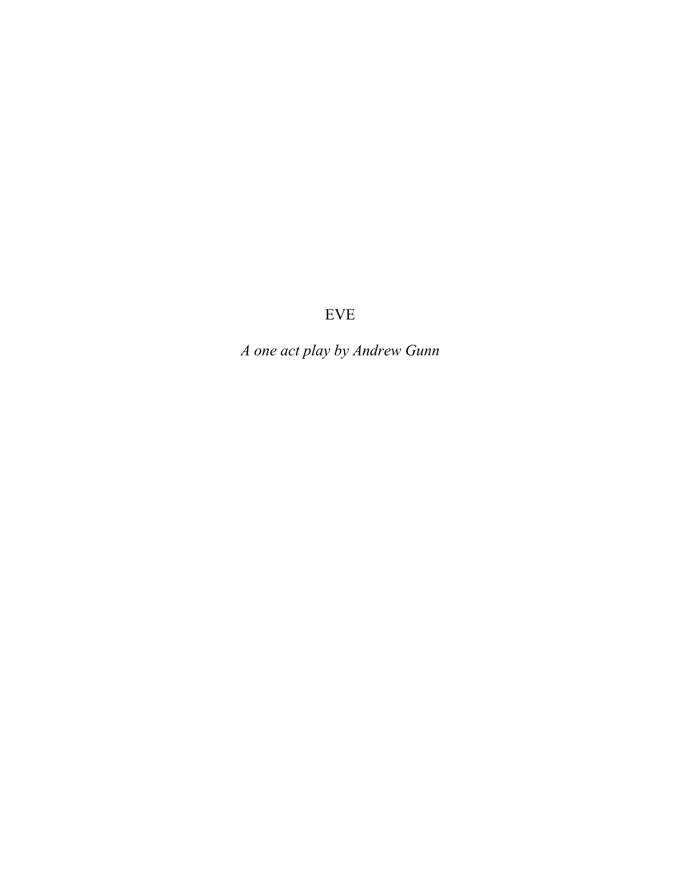# EVE

*A one act play by Andrew Gunn*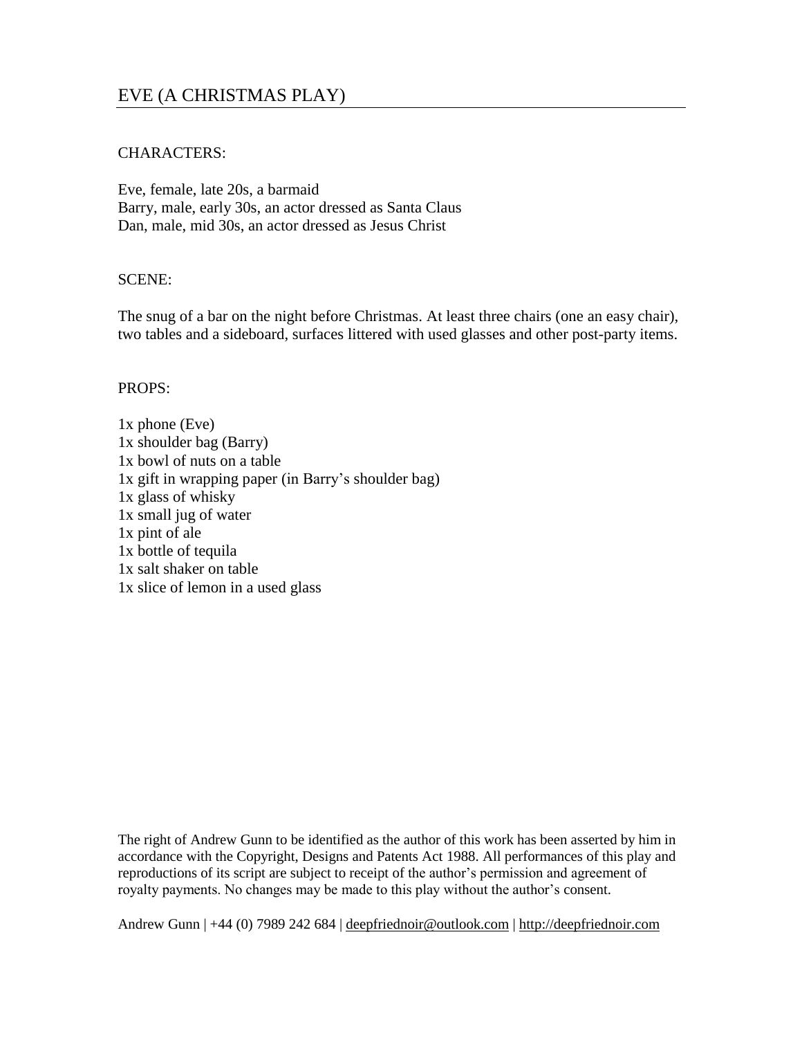# EVE (A CHRISTMAS PLAY)

CHARACTERS:

Eve, female, late 20s, a barmaid
Barry, male, early 30s, an actor dressed as Santa Claus
Dan, male, mid 30s, an actor dressed as Jesus Christ

SCENE:

The snug of a bar on the night before Christmas. At least three chairs (one an easy chair), two tables and a sideboard, surfaces littered with used glasses and other post-party items.

PROPS:

1x phone (Eve)
1x shoulder bag (Barry)
1x bowl of nuts on a table
1x gift in wrapping paper (in Barry's shoulder bag)
1x glass of whisky
1x small jug of water
1x pint of ale
1x bottle of tequila
1x salt shaker on table
1x slice of lemon in a used glass

The right of Andrew Gunn to be identified as the author of this work has been asserted by him in accordance with the Copyright, Designs and Patents Act 1988. All performances of this play and reproductions of its script are subject to receipt of the author's permission and agreement of royalty payments. No changes may be made to this play without the author's consent.

Andrew Gunn | +44 (0) 7989 242 684 | deepfriednoir@outlook.com | http://deepfriednoir.com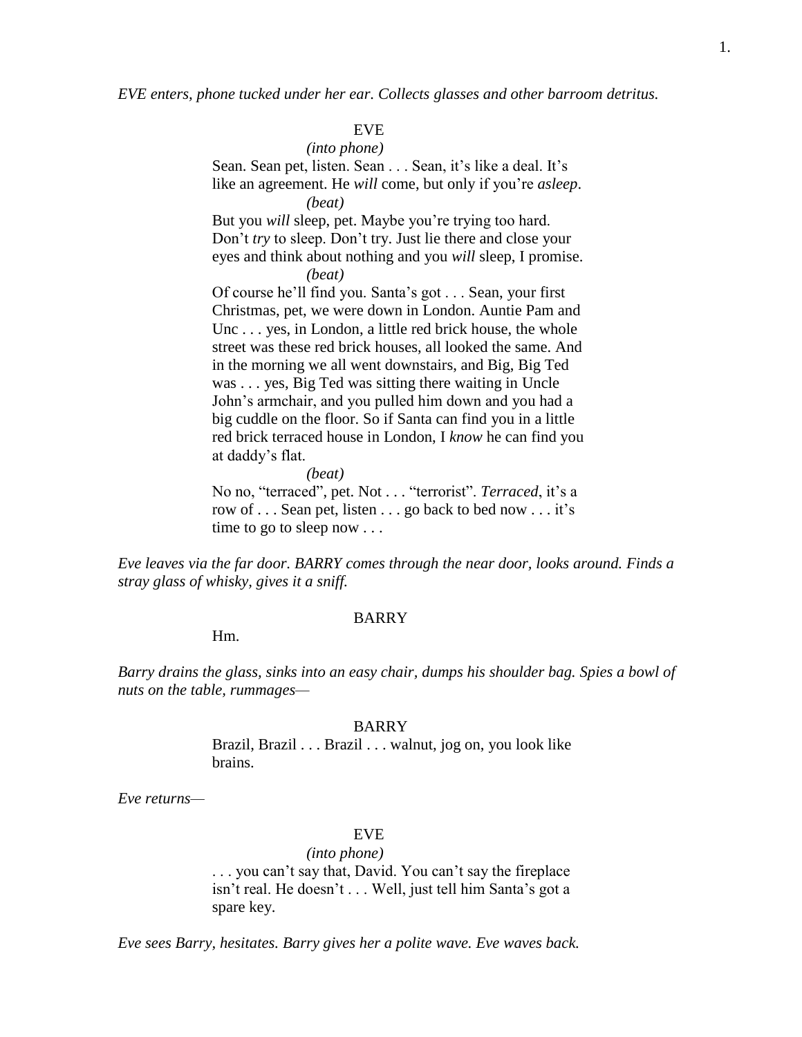*EVE enters, phone tucked under her ear. Collects glasses and other barroom detritus.*

EVE
*(into phone)*
Sean. Sean pet, listen. Sean . . . Sean, it's like a deal. It's like an agreement. He *will* come, but only if you're *asleep*.
*(beat)*
But you *will* sleep, pet. Maybe you're trying too hard. Don't *try* to sleep. Don't try. Just lie there and close your eyes and think about nothing and you *will* sleep, I promise.
*(beat)*
Of course he'll find you. Santa's got . . . Sean, your first Christmas, pet, we were down in London. Auntie Pam and Unc . . . yes, in London, a little red brick house, the whole street was these red brick houses, all looked the same. And in the morning we all went downstairs, and Big, Big Ted was . . . yes, Big Ted was sitting there waiting in Uncle John's armchair, and you pulled him down and you had a big cuddle on the floor. So if Santa can find you in a little red brick terraced house in London, I *know* he can find you at daddy's flat.
*(beat)*
No no, "terraced", pet. Not . . . "terrorist". *Terraced*, it's a row of . . . Sean pet, listen . . . go back to bed now . . . it's time to go to sleep now . . .

*Eve leaves via the far door. BARRY comes through the near door, looks around. Finds a stray glass of whisky, gives it a sniff.*

BARRY
Hm.

*Barry drains the glass, sinks into an easy chair, dumps his shoulder bag. Spies a bowl of nuts on the table, rummages—*

BARRY
Brazil, Brazil . . . Brazil . . . walnut, jog on, you look like brains.

*Eve returns—*

EVE
*(into phone)*
. . . you can't say that, David. You can't say the fireplace isn't real. He doesn't . . . Well, just tell him Santa's got a spare key.

*Eve sees Barry, hesitates. Barry gives her a polite wave. Eve waves back.*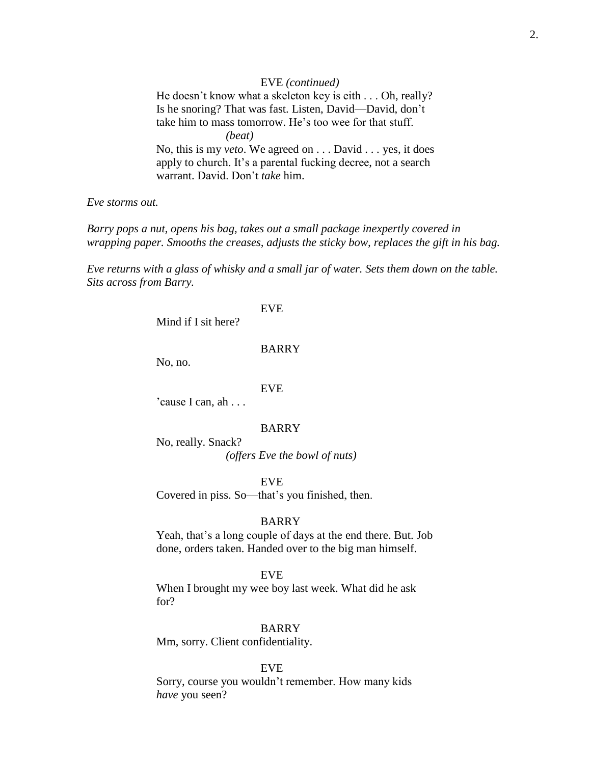EVE *(continued)*

He doesn't know what a skeleton key is eith . . . Oh, really? Is he snoring? That was fast. Listen, David—David, don't take him to mass tomorrow. He's too wee for that stuff.

*(beat)*

No, this is my *veto*. We agreed on . . . David . . . yes, it does apply to church. It's a parental fucking decree, not a search warrant. David. Don't *take* him.

*Eve storms out.*

*Barry pops a nut, opens his bag, takes out a small package inexpertly covered in wrapping paper. Smooths the creases, adjusts the sticky bow, replaces the gift in his bag.*

*Eve returns with a glass of whisky and a small jar of water. Sets them down on the table. Sits across from Barry.*

EVE

Mind if I sit here?

BARRY

No, no.

EVE

'cause I can, ah . . .

BARRY

No, really. Snack?

*(offers Eve the bowl of nuts)*

EVE

Covered in piss. So—that's you finished, then.

BARRY

Yeah, that's a long couple of days at the end there. But. Job done, orders taken. Handed over to the big man himself.

EVE

When I brought my wee boy last week. What did he ask for?

BARRY

Mm, sorry. Client confidentiality.

EVE

Sorry, course you wouldn't remember. How many kids *have* you seen?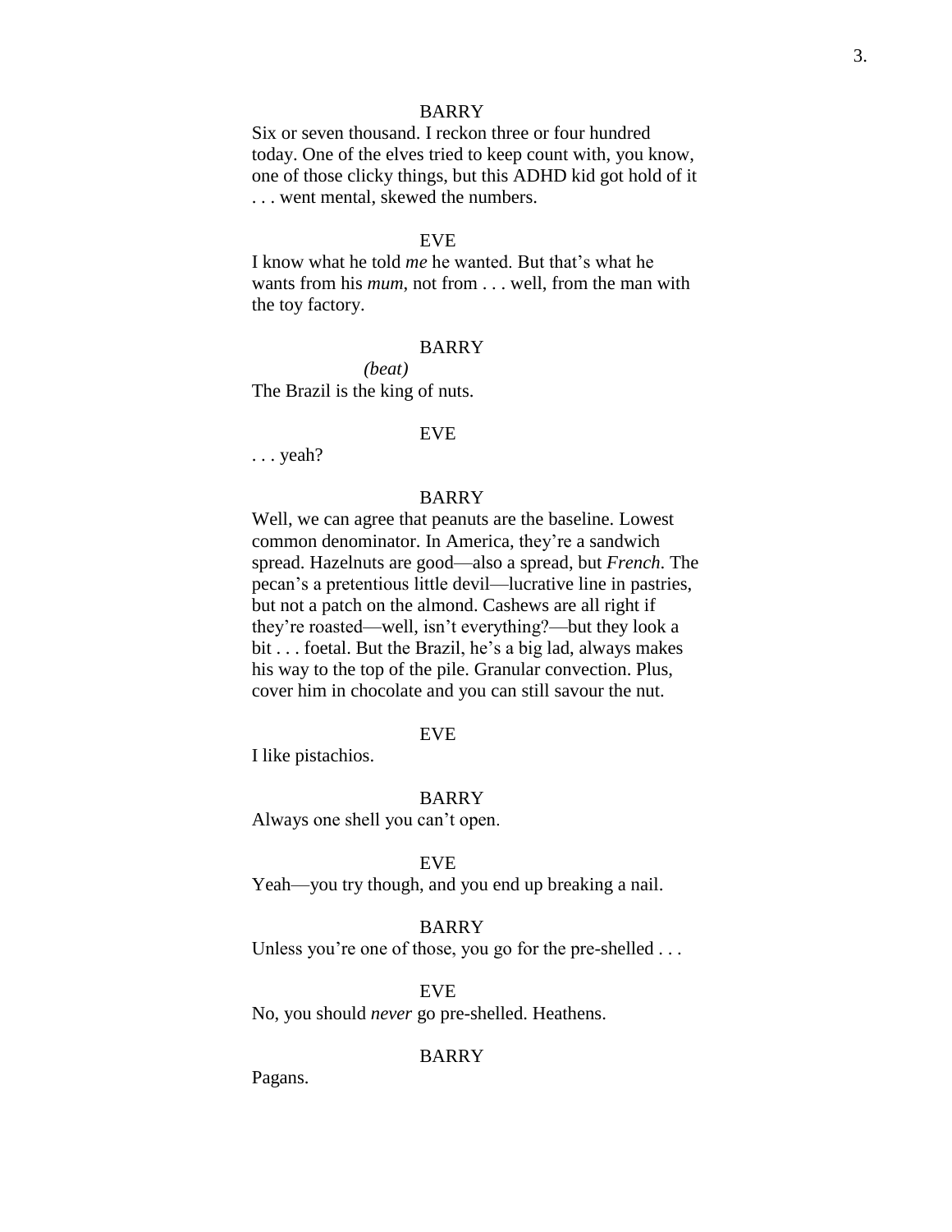BARRY

Six or seven thousand. I reckon three or four hundred today. One of the elves tried to keep count with, you know, one of those clicky things, but this ADHD kid got hold of it . . . went mental, skewed the numbers.

EVE

I know what he told *me* he wanted. But that's what he wants from his *mum*, not from . . . well, from the man with the toy factory.

BARRY

*(beat)*

The Brazil is the king of nuts.

EVE

. . . yeah?

BARRY

Well, we can agree that peanuts are the baseline. Lowest common denominator. In America, they're a sandwich spread. Hazelnuts are good—also a spread, but *French*. The pecan's a pretentious little devil—lucrative line in pastries, but not a patch on the almond. Cashews are all right if they're roasted—well, isn't everything?—but they look a bit . . . foetal. But the Brazil, he's a big lad, always makes his way to the top of the pile. Granular convection. Plus, cover him in chocolate and you can still savour the nut.

EVE

I like pistachios.

BARRY

Always one shell you can't open.

EVE

Yeah—you try though, and you end up breaking a nail.

BARRY

Unless you're one of those, you go for the pre-shelled . . .

EVE

No, you should *never* go pre-shelled. Heathens.

BARRY

Pagans.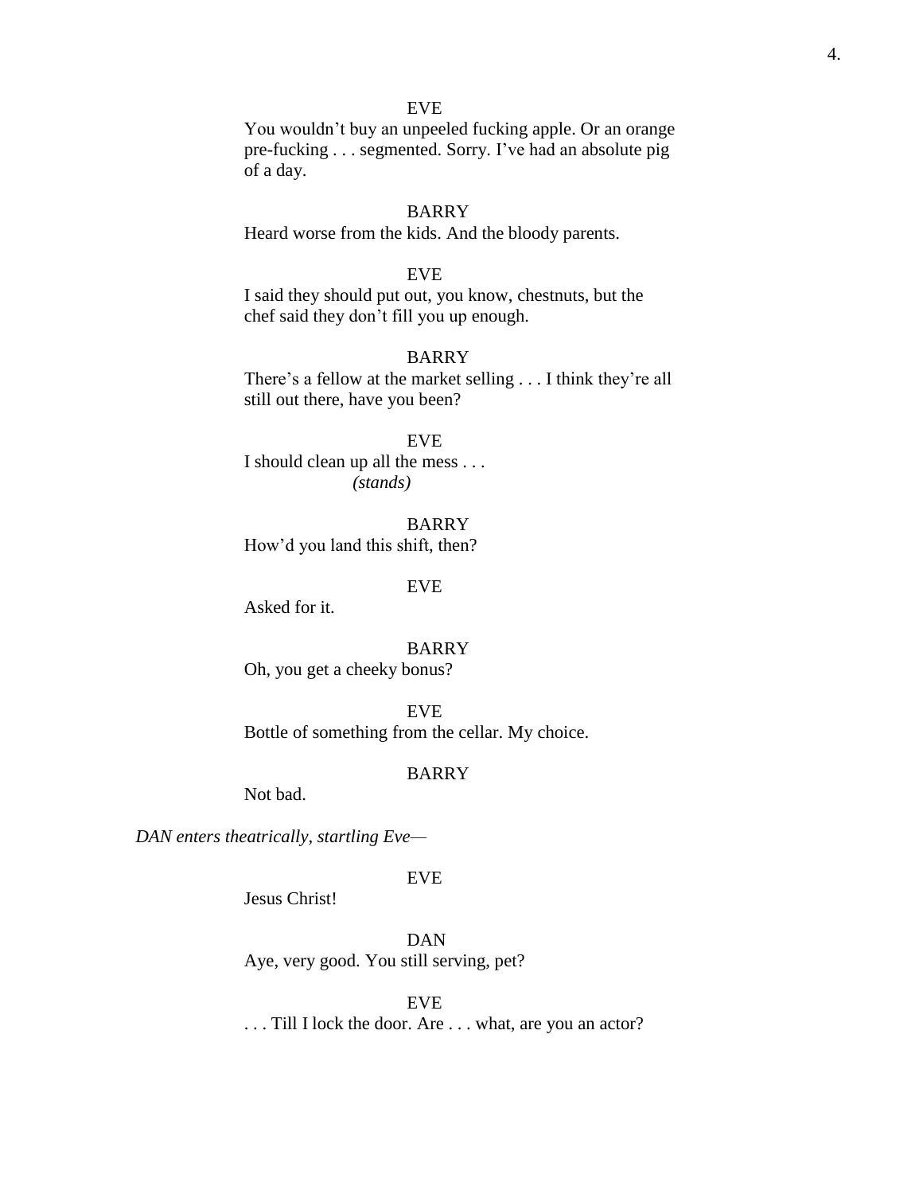EVE

You wouldn't buy an unpeeled fucking apple. Or an orange pre-fucking . . . segmented. Sorry. I've had an absolute pig of a day.

BARRY

Heard worse from the kids. And the bloody parents.

EVE

I said they should put out, you know, chestnuts, but the chef said they don't fill you up enough.

BARRY

There's a fellow at the market selling . . . I think they're all still out there, have you been?

EVE

I should clean up all the mess . . .
*(stands)*

BARRY

How'd you land this shift, then?

EVE

Asked for it.

BARRY

Oh, you get a cheeky bonus?

EVE

Bottle of something from the cellar. My choice.

BARRY

Not bad.

*DAN enters theatrically, startling Eve—*

EVE

Jesus Christ!

DAN

Aye, very good. You still serving, pet?

EVE

. . . Till I lock the door. Are . . . what, are you an actor?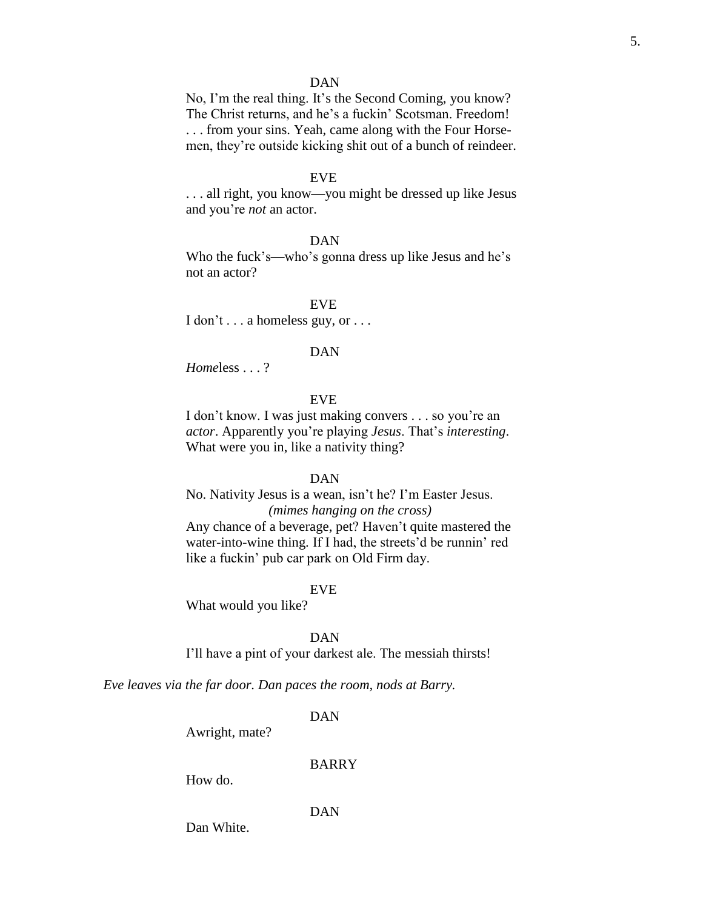DAN

No, I'm the real thing. It's the Second Coming, you know? The Christ returns, and he's a fuckin' Scotsman. Freedom! . . . from your sins. Yeah, came along with the Four Horse-men, they're outside kicking shit out of a bunch of reindeer.

EVE

. . . all right, you know—you might be dressed up like Jesus and you're *not* an actor.

DAN

Who the fuck's—who's gonna dress up like Jesus and he's not an actor?

EVE

I don't . . . a homeless guy, or . . .

DAN

*Home*less . . . ?

EVE

I don't know. I was just making convers . . . so you're an *actor*. Apparently you're playing *Jesus*. That's *interesting*. What were you in, like a nativity thing?

DAN

No. Nativity Jesus is a wean, isn't he? I'm Easter Jesus.

*(mimes hanging on the cross)*

Any chance of a beverage, pet? Haven't quite mastered the water-into-wine thing. If I had, the streets'd be runnin' red like a fuckin' pub car park on Old Firm day.

EVE

What would you like?

DAN

I'll have a pint of your darkest ale. The messiah thirsts!

*Eve leaves via the far door. Dan paces the room, nods at Barry.*

DAN

Awright, mate?

BARRY

How do.

DAN

Dan White.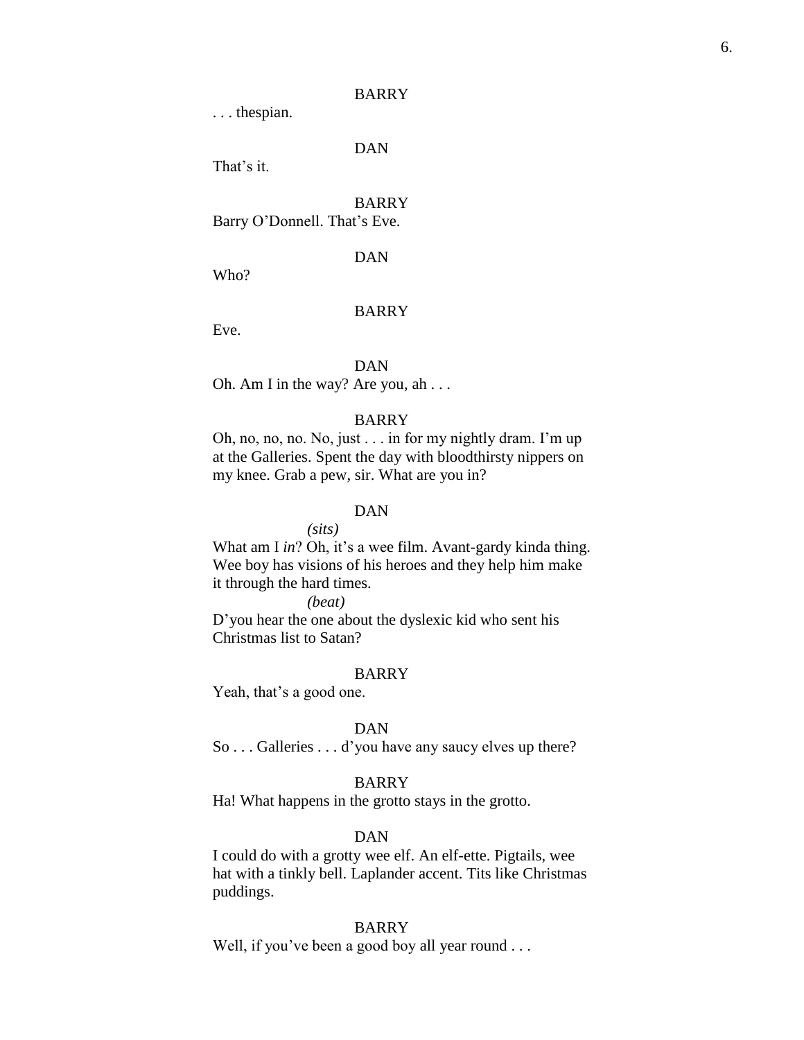BARRY

. . . thespian.

DAN

That's it.

BARRY

Barry O'Donnell. That's Eve.

DAN

Who?

BARRY

Eve.

DAN

Oh. Am I in the way? Are you, ah . . .

BARRY

Oh, no, no, no. No, just . . . in for my nightly dram. I'm up at the Galleries. Spent the day with bloodthirsty nippers on my knee. Grab a pew, sir. What are you in?

DAN

*(sits)*

What am I *in*? Oh, it's a wee film. Avant-gardy kinda thing. Wee boy has visions of his heroes and they help him make it through the hard times.

*(beat)*

D'you hear the one about the dyslexic kid who sent his Christmas list to Satan?

BARRY

Yeah, that's a good one.

DAN

So . . . Galleries . . . d'you have any saucy elves up there?

BARRY

Ha! What happens in the grotto stays in the grotto.

DAN

I could do with a grotty wee elf. An elf-ette. Pigtails, wee hat with a tinkly bell. Laplander accent. Tits like Christmas puddings.

BARRY

Well, if you've been a good boy all year round . . .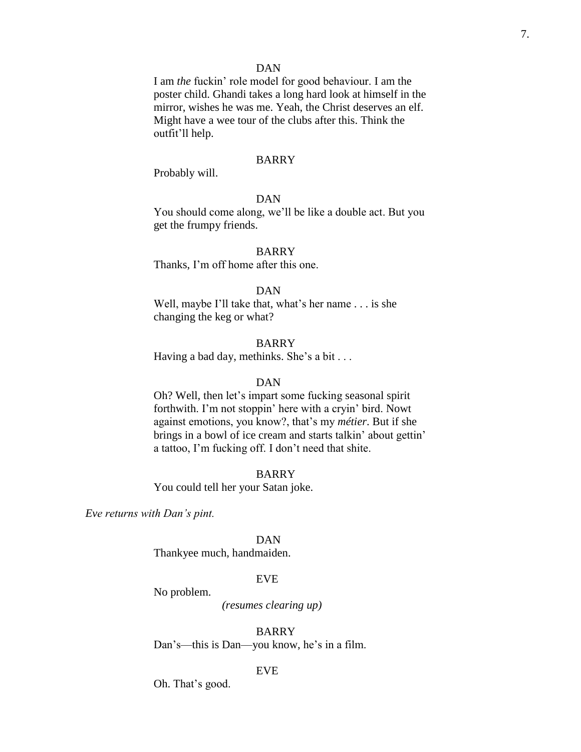DAN

I am *the* fuckin' role model for good behaviour. I am the poster child. Ghandi takes a long hard look at himself in the mirror, wishes he was me. Yeah, the Christ deserves an elf. Might have a wee tour of the clubs after this. Think the outfit'll help.

BARRY

Probably will.

DAN

You should come along, we'll be like a double act. But you get the frumpy friends.

BARRY

Thanks, I'm off home after this one.

DAN

Well, maybe I'll take that, what's her name . . . is she changing the keg or what?

BARRY

Having a bad day, methinks. She's a bit . . .

DAN

Oh? Well, then let's impart some fucking seasonal spirit forthwith. I'm not stoppin' here with a cryin' bird. Nowt against emotions, you know?, that's my *métier*. But if she brings in a bowl of ice cream and starts talkin' about gettin' a tattoo, I'm fucking off. I don't need that shite.

BARRY

You could tell her your Satan joke.

*Eve returns with Dan's pint.*

DAN

Thankyee much, handmaiden.

EVE

No problem.

*(resumes clearing up)*

BARRY

Dan's—this is Dan—you know, he's in a film.

EVE

Oh. That's good.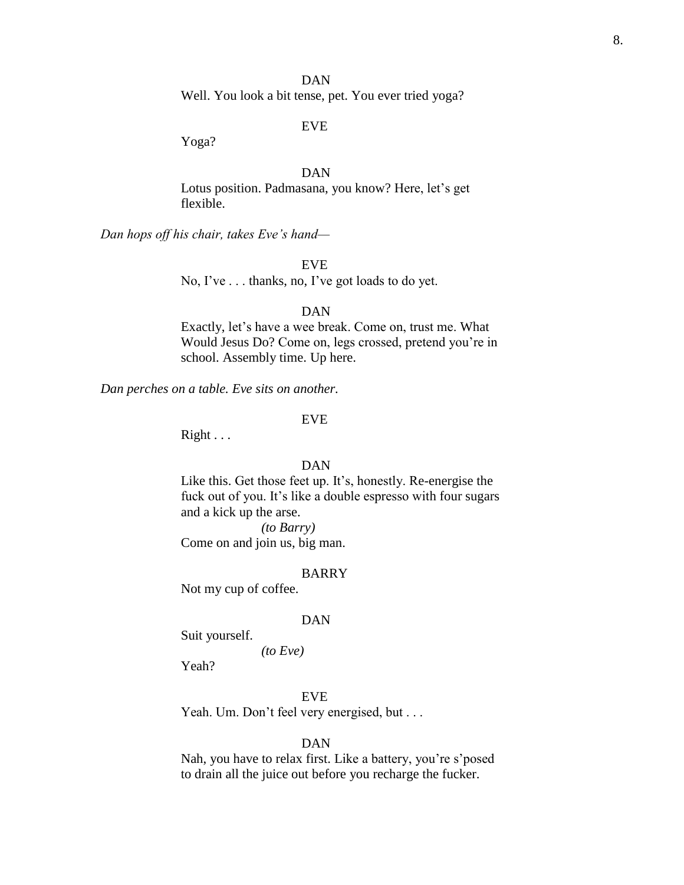DAN

Well. You look a bit tense, pet. You ever tried yoga?

EVE

Yoga?

DAN

Lotus position. Padmasana, you know? Here, let's get flexible.

*Dan hops off his chair, takes Eve's hand—*

EVE

No, I've . . . thanks, no, I've got loads to do yet.

DAN

Exactly, let's have a wee break. Come on, trust me. What Would Jesus Do? Come on, legs crossed, pretend you're in school. Assembly time. Up here.

*Dan perches on a table. Eve sits on another.*

EVE

Right . . .

DAN

Like this. Get those feet up. It's, honestly. Re-energise the fuck out of you. It's like a double espresso with four sugars and a kick up the arse.

*(to Barry)*

Come on and join us, big man.

BARRY

Not my cup of coffee.

DAN

Suit yourself.

*(to Eve)*

Yeah?

EVE

Yeah. Um. Don't feel very energised, but . . .

DAN

Nah, you have to relax first. Like a battery, you're s'posed to drain all the juice out before you recharge the fucker.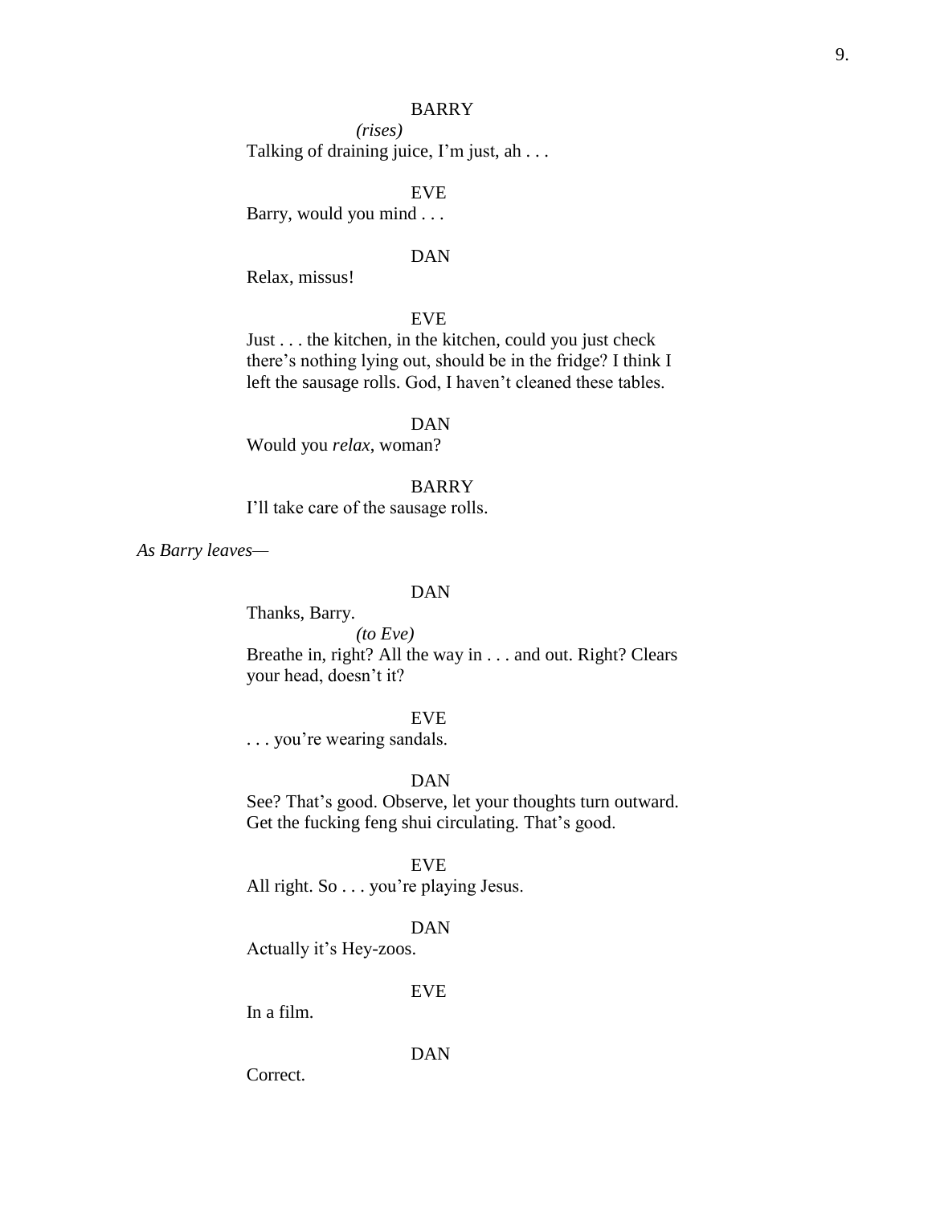BARRY

*(rises)*

Talking of draining juice, I'm just, ah . . .

EVE

Barry, would you mind . . .

DAN

Relax, missus!

EVE

Just . . . the kitchen, in the kitchen, could you just check there's nothing lying out, should be in the fridge? I think I left the sausage rolls. God, I haven't cleaned these tables.

DAN

Would you *relax*, woman?

BARRY

I'll take care of the sausage rolls.

*As Barry leaves—*

DAN

Thanks, Barry.

*(to Eve)*

Breathe in, right? All the way in . . . and out. Right? Clears your head, doesn't it?

EVE

. . . you're wearing sandals.

DAN

See? That's good. Observe, let your thoughts turn outward. Get the fucking feng shui circulating. That's good.

EVE

All right. So . . . you're playing Jesus.

DAN

Actually it's Hey-zoos.

EVE

In a film.

DAN

Correct.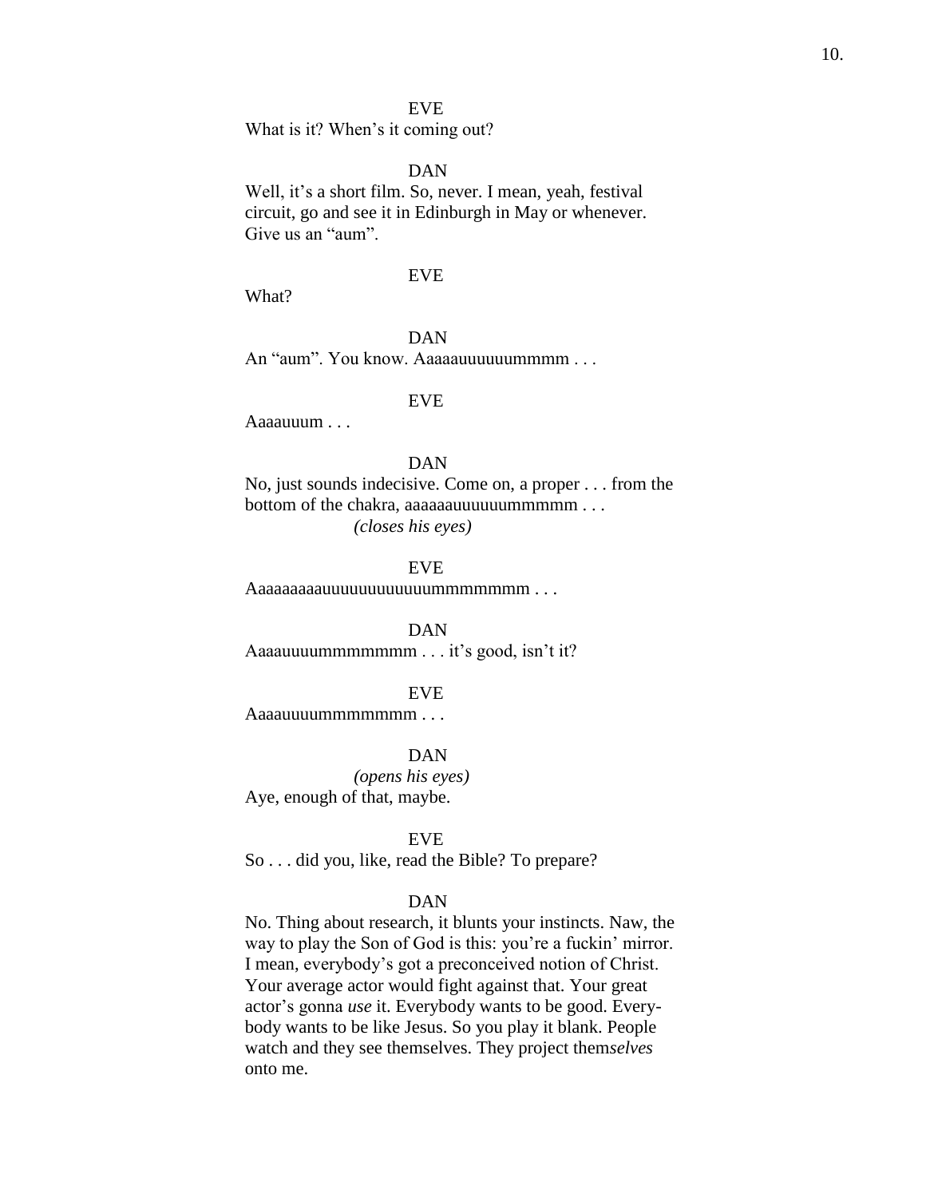EVE

What is it? When's it coming out?

DAN

Well, it's a short film. So, never. I mean, yeah, festival circuit, go and see it in Edinburgh in May or whenever. Give us an "aum".

EVE

What?

DAN

An "aum". You know. Aaaaauuuuuummmm . . .

EVE

Aaaauuum . . .

DAN

No, just sounds indecisive. Come on, a proper . . . from the bottom of the chakra, aaaaaauuuuuummmmm . . .
*(closes his eyes)*

EVE

Aaaaaaaaauuuuuuuuuuuummmmmmm . . .

DAN

Aaaauuuummmmmmm . . . it's good, isn't it?

EVE

Aaaauuuummmmmmm . . .

DAN

*(opens his eyes)*
Aye, enough of that, maybe.

EVE

So . . . did you, like, read the Bible? To prepare?

DAN

No. Thing about research, it blunts your instincts. Naw, the way to play the Son of God is this: you're a fuckin' mirror. I mean, everybody's got a preconceived notion of Christ. Your average actor would fight against that. Your great actor's gonna *use* it. Everybody wants to be good. Everybody wants to be like Jesus. So you play it blank. People watch and they see themselves. They project them*selves* onto me.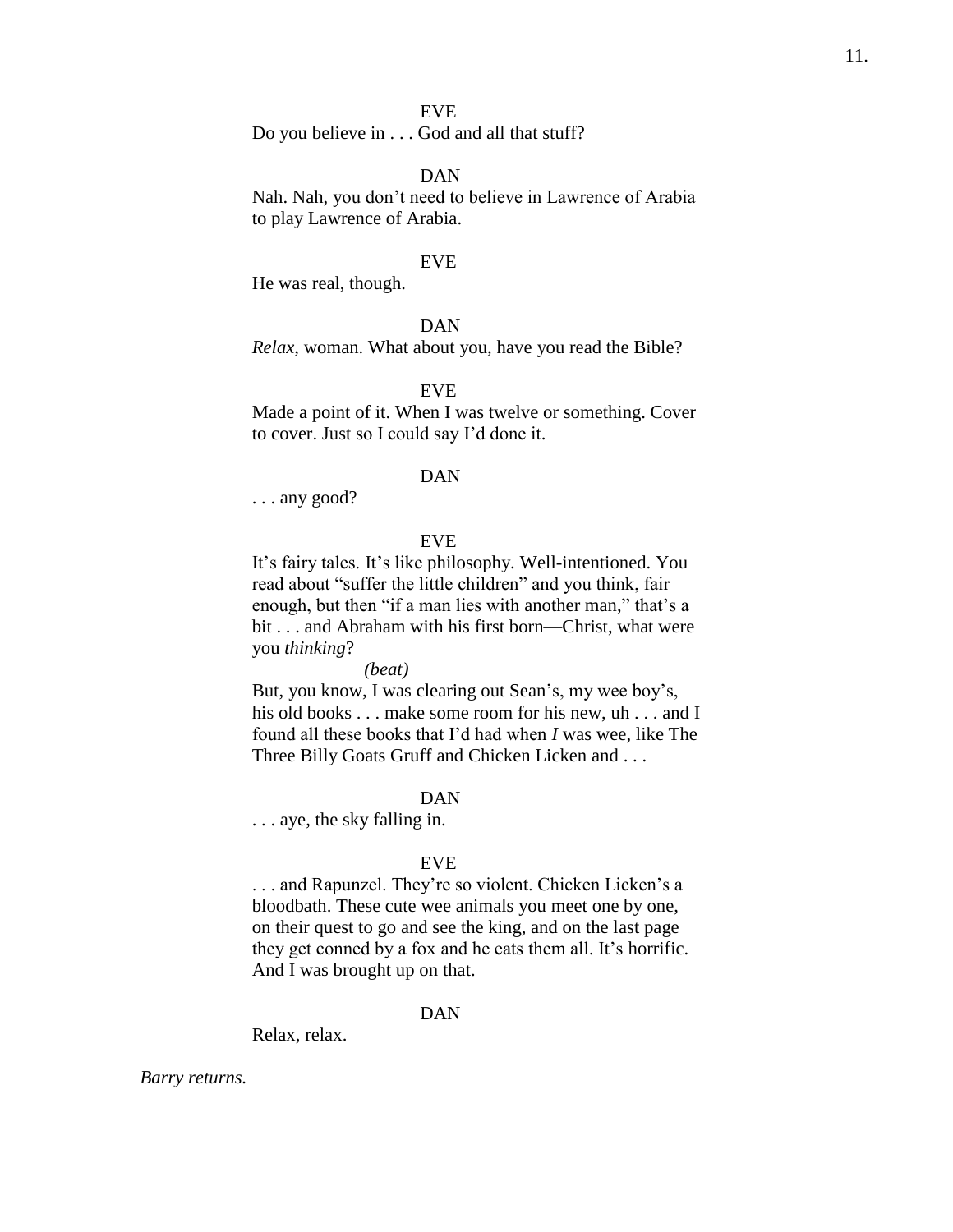EVE

Do you believe in . . . God and all that stuff?

DAN

Nah. Nah, you don't need to believe in Lawrence of Arabia to play Lawrence of Arabia.

EVE

He was real, though.

DAN

*Relax*, woman. What about you, have you read the Bible?

EVE

Made a point of it. When I was twelve or something. Cover to cover. Just so I could say I'd done it.

DAN

. . . any good?

EVE

It's fairy tales. It's like philosophy. Well-intentioned. You read about "suffer the little children" and you think, fair enough, but then "if a man lies with another man," that's a bit . . . and Abraham with his first born—Christ, what were you *thinking*?

*(beat)*

But, you know, I was clearing out Sean's, my wee boy's, his old books . . . make some room for his new, uh . . . and I found all these books that I'd had when *I* was wee, like The Three Billy Goats Gruff and Chicken Licken and . . .

DAN

. . . aye, the sky falling in.

EVE

. . . and Rapunzel. They're so violent. Chicken Licken's a bloodbath. These cute wee animals you meet one by one, on their quest to go and see the king, and on the last page they get conned by a fox and he eats them all. It's horrific. And I was brought up on that.

DAN

Relax, relax.

*Barry returns.*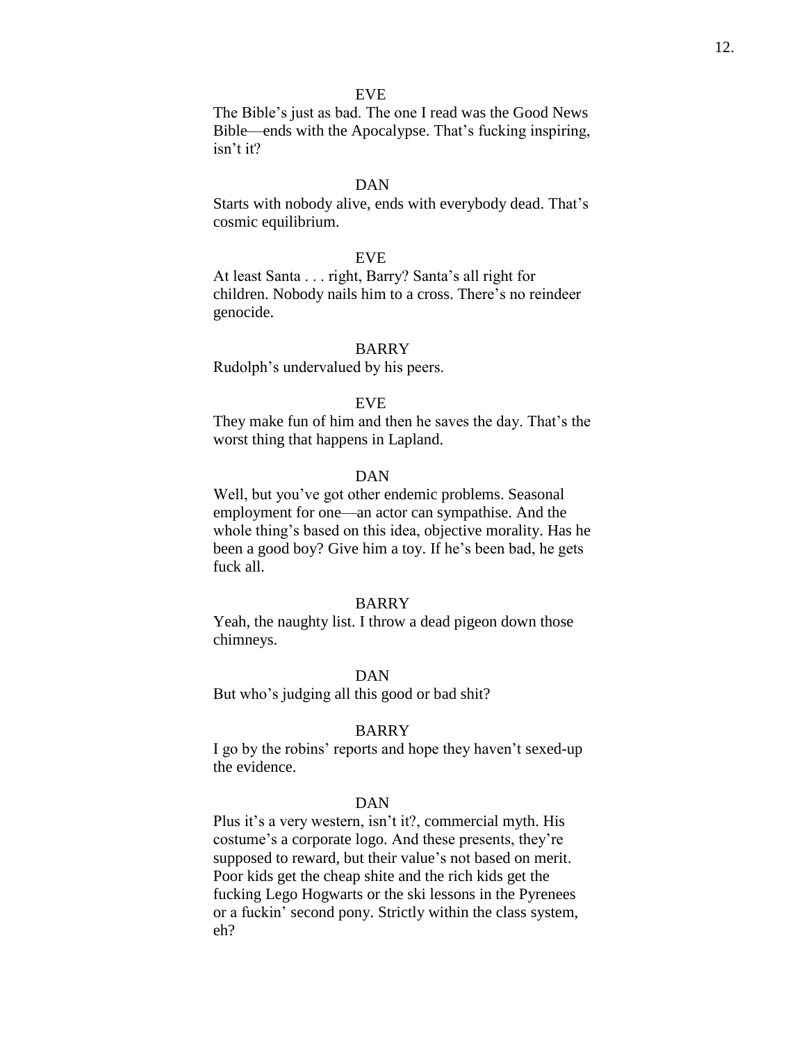EVE

The Bible's just as bad. The one I read was the Good News Bible—ends with the Apocalypse. That's fucking inspiring, isn't it?

DAN

Starts with nobody alive, ends with everybody dead. That's cosmic equilibrium.

EVE

At least Santa . . . right, Barry? Santa's all right for children. Nobody nails him to a cross. There's no reindeer genocide.

BARRY

Rudolph's undervalued by his peers.

EVE

They make fun of him and then he saves the day. That's the worst thing that happens in Lapland.

DAN

Well, but you've got other endemic problems. Seasonal employment for one—an actor can sympathise. And the whole thing's based on this idea, objective morality. Has he been a good boy? Give him a toy. If he's been bad, he gets fuck all.

BARRY

Yeah, the naughty list. I throw a dead pigeon down those chimneys.

DAN

But who's judging all this good or bad shit?

BARRY

I go by the robins' reports and hope they haven't sexed-up the evidence.

DAN

Plus it's a very western, isn't it?, commercial myth. His costume's a corporate logo. And these presents, they're supposed to reward, but their value's not based on merit. Poor kids get the cheap shite and the rich kids get the fucking Lego Hogwarts or the ski lessons in the Pyrenees or a fuckin' second pony. Strictly within the class system, eh?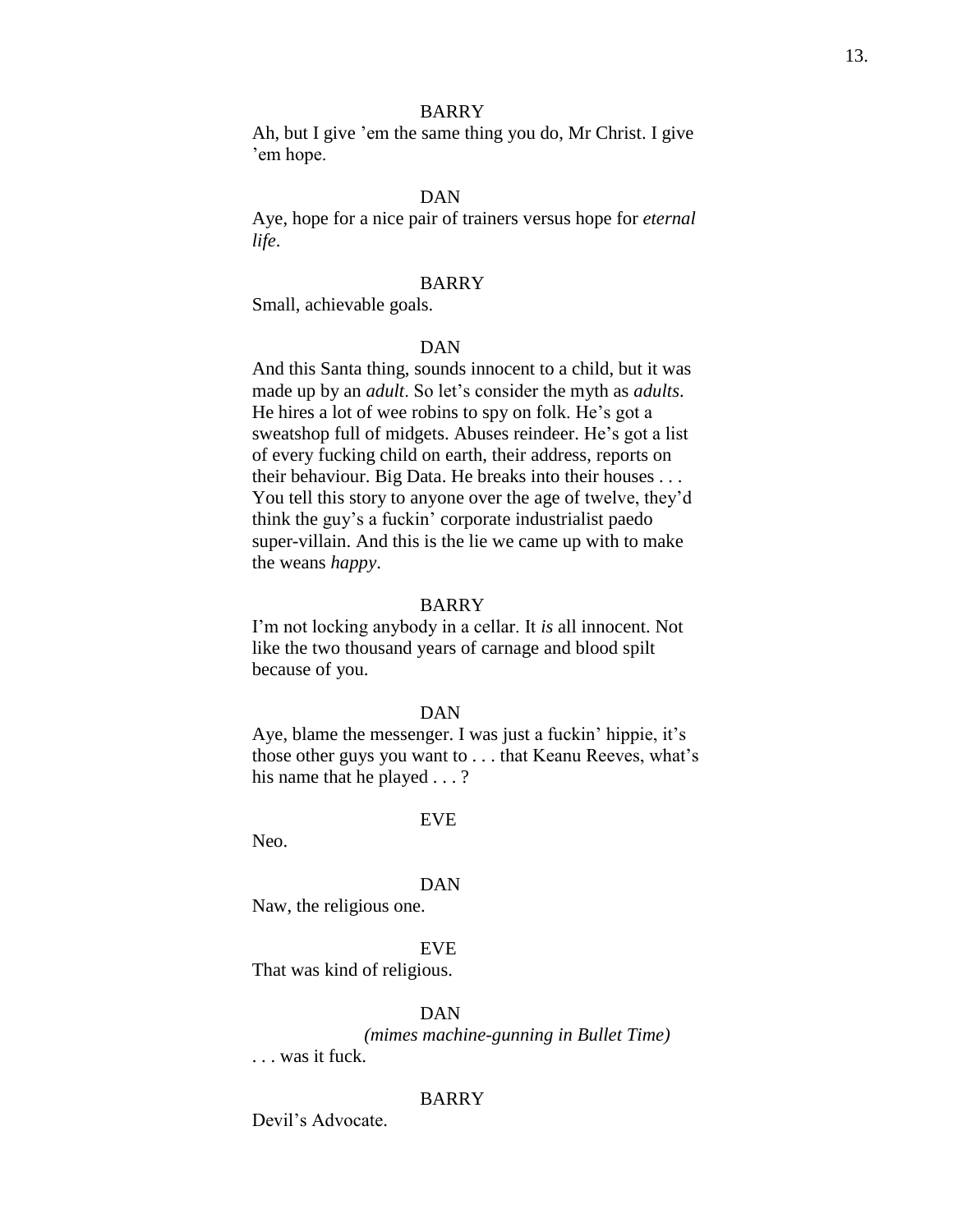BARRY

Ah, but I give ’em the same thing you do, Mr Christ. I give ’em hope.

DAN

Aye, hope for a nice pair of trainers versus hope for *eternal life*.

BARRY

Small, achievable goals.

DAN

And this Santa thing, sounds innocent to a child, but it was made up by an *adult*. So let’s consider the myth as *adults*. He hires a lot of wee robins to spy on folk. He’s got a sweatshop full of midgets. Abuses reindeer. He’s got a list of every fucking child on earth, their address, reports on their behaviour. Big Data. He breaks into their houses . . . You tell this story to anyone over the age of twelve, they’d think the guy’s a fuckin’ corporate industrialist paedo super-villain. And this is the lie we came up with to make the weans *happy*.

BARRY

I’m not locking anybody in a cellar. It *is* all innocent. Not like the two thousand years of carnage and blood spilt because of you.

DAN

Aye, blame the messenger. I was just a fuckin’ hippie, it’s those other guys you want to . . . that Keanu Reeves, what’s his name that he played . . . ?

EVE

Neo.

DAN

Naw, the religious one.

EVE

That was kind of religious.

DAN

*(mimes machine-gunning in Bullet Time)*

. . . was it fuck.

BARRY

Devil’s Advocate.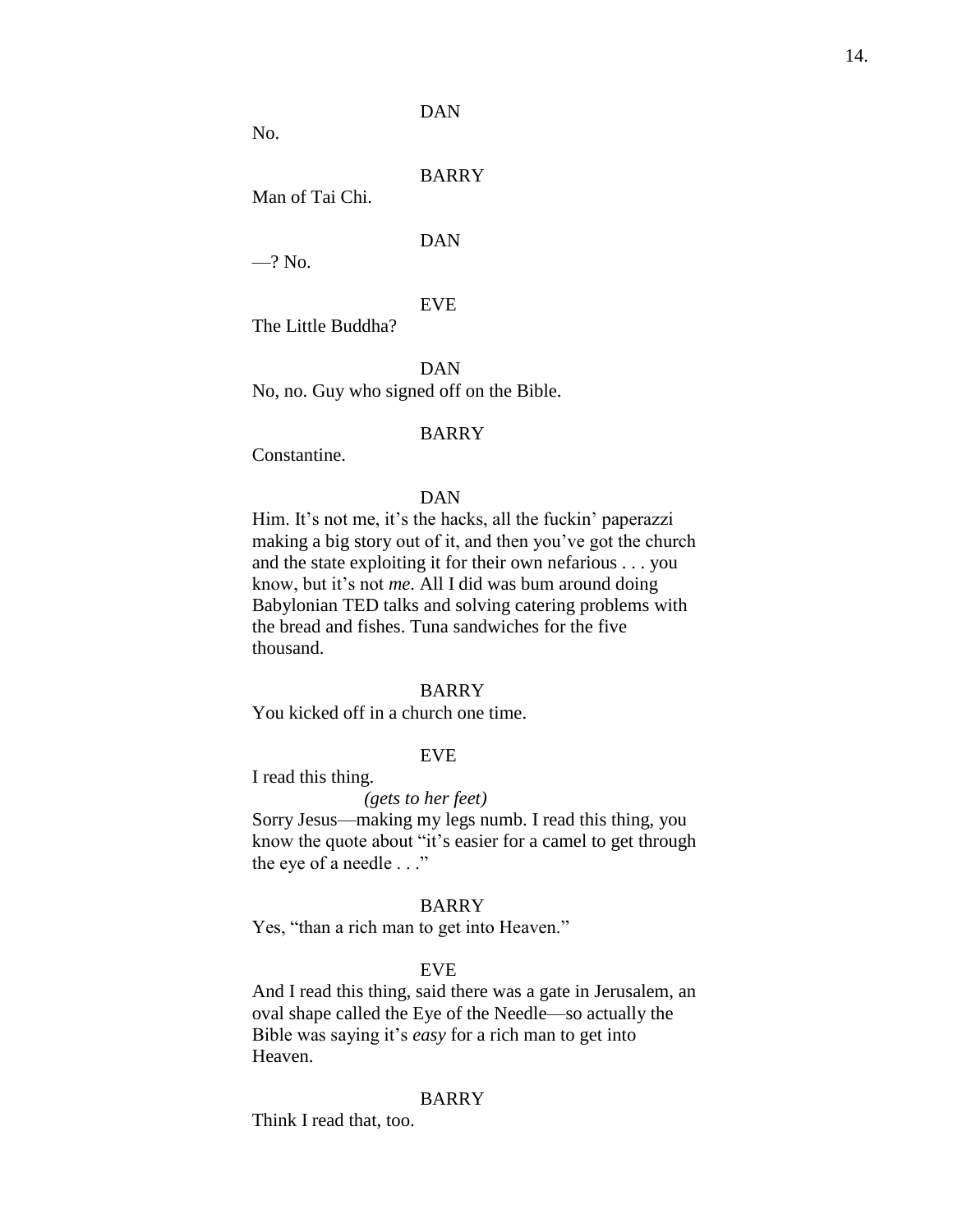DAN

No.

BARRY

Man of Tai Chi.

DAN

—? No.

EVE

The Little Buddha?

DAN

No, no. Guy who signed off on the Bible.

BARRY

Constantine.

DAN

Him. It's not me, it's the hacks, all the fuckin' paperazzi making a big story out of it, and then you've got the church and the state exploiting it for their own nefarious . . . you know, but it's not *me*. All I did was bum around doing Babylonian TED talks and solving catering problems with the bread and fishes. Tuna sandwiches for the five thousand.

BARRY

You kicked off in a church one time.

EVE

I read this thing.

*(gets to her feet)*

Sorry Jesus—making my legs numb. I read this thing, you know the quote about "it's easier for a camel to get through the eye of a needle . . ."

BARRY

Yes, "than a rich man to get into Heaven."

EVE

And I read this thing, said there was a gate in Jerusalem, an oval shape called the Eye of the Needle—so actually the Bible was saying it's *easy* for a rich man to get into Heaven.

BARRY

Think I read that, too.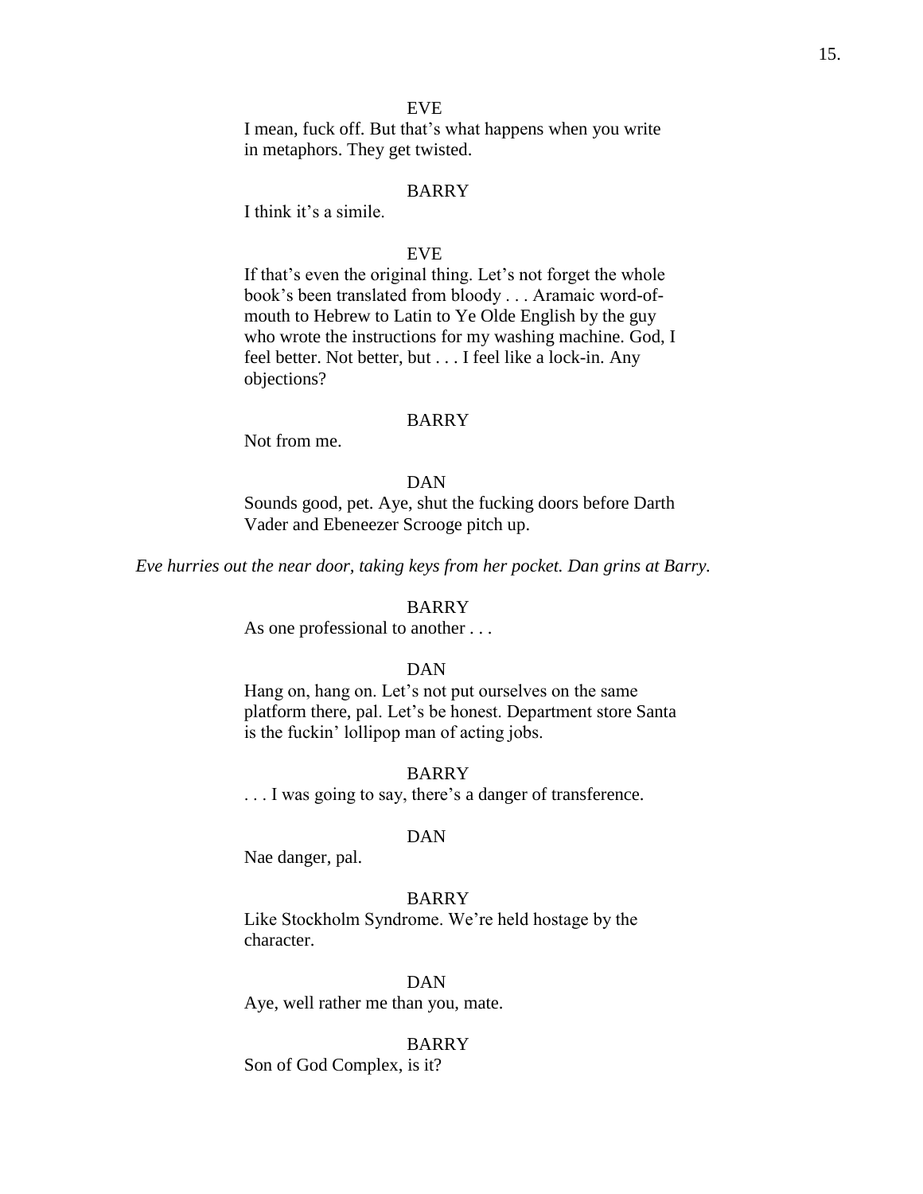EVE

I mean, fuck off. But that's what happens when you write in metaphors. They get twisted.

BARRY

I think it's a simile.

EVE

If that's even the original thing. Let's not forget the whole book's been translated from bloody . . . Aramaic word-of-mouth to Hebrew to Latin to Ye Olde English by the guy who wrote the instructions for my washing machine. God, I feel better. Not better, but . . . I feel like a lock-in. Any objections?

BARRY

Not from me.

DAN

Sounds good, pet. Aye, shut the fucking doors before Darth Vader and Ebeneezer Scrooge pitch up.

*Eve hurries out the near door, taking keys from her pocket. Dan grins at Barry.*

BARRY

As one professional to another . . .

DAN

Hang on, hang on. Let's not put ourselves on the same platform there, pal. Let's be honest. Department store Santa is the fuckin' lollipop man of acting jobs.

BARRY

. . . I was going to say, there's a danger of transference.

DAN

Nae danger, pal.

BARRY

Like Stockholm Syndrome. We're held hostage by the character.

DAN

Aye, well rather me than you, mate.

BARRY

Son of God Complex, is it?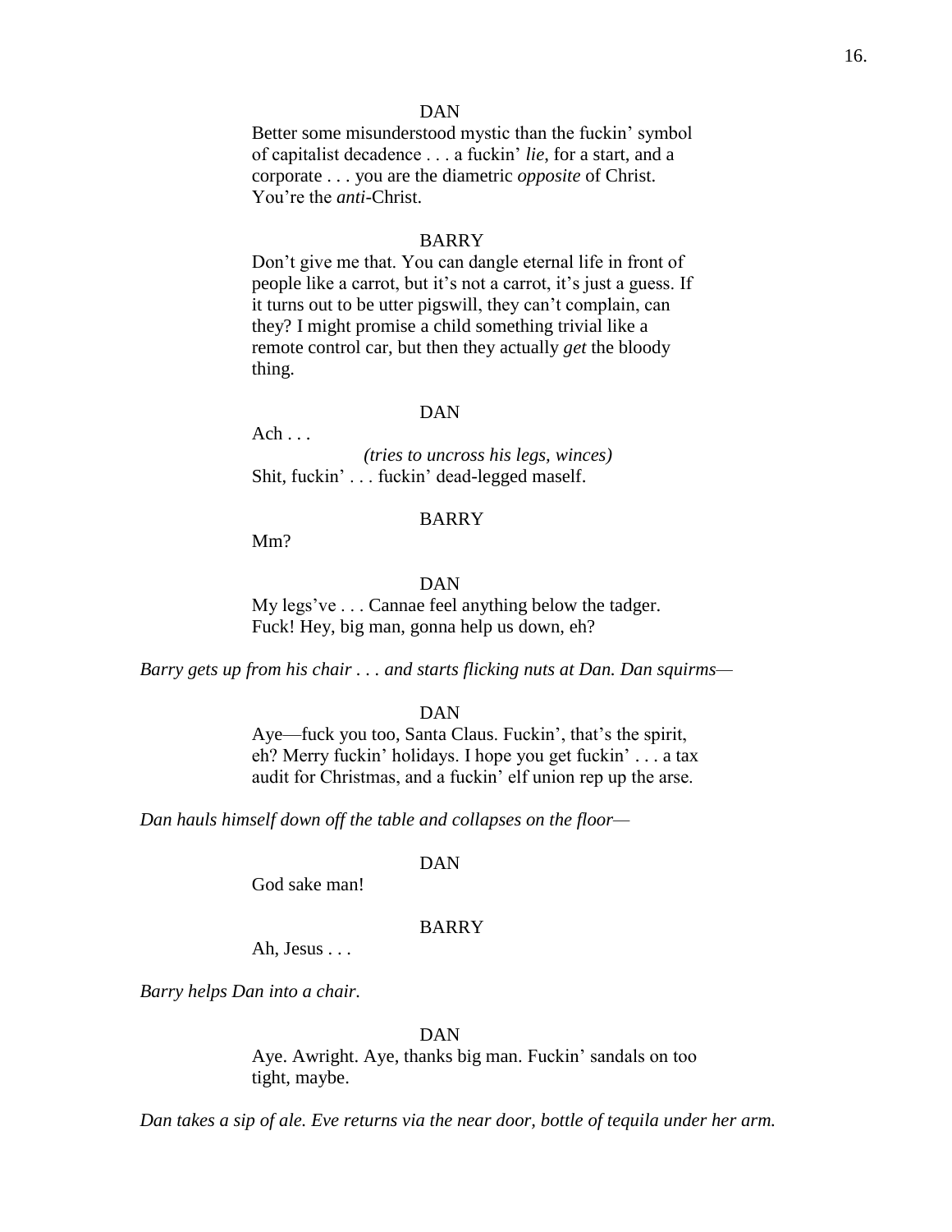DAN

Better some misunderstood mystic than the fuckin' symbol of capitalist decadence . . . a fuckin' *lie*, for a start, and a corporate . . . you are the diametric *opposite* of Christ. You're the *anti*-Christ.

BARRY

Don't give me that. You can dangle eternal life in front of people like a carrot, but it's not a carrot, it's just a guess. If it turns out to be utter pigswill, they can't complain, can they? I might promise a child something trivial like a remote control car, but then they actually *get* the bloody thing.

DAN

Ach . . .

*(tries to uncross his legs, winces)*

Shit, fuckin' . . . fuckin' dead-legged maself.

BARRY

Mm?

DAN

My legs've . . . Cannae feel anything below the tadger. Fuck! Hey, big man, gonna help us down, eh?

*Barry gets up from his chair . . . and starts flicking nuts at Dan. Dan squirms—*

DAN

Aye—fuck you too, Santa Claus. Fuckin', that's the spirit, eh? Merry fuckin' holidays. I hope you get fuckin' . . . a tax audit for Christmas, and a fuckin' elf union rep up the arse.

*Dan hauls himself down off the table and collapses on the floor—*

DAN

God sake man!

BARRY

Ah, Jesus . . .

*Barry helps Dan into a chair.*

DAN

Aye. Awright. Aye, thanks big man. Fuckin' sandals on too tight, maybe.

*Dan takes a sip of ale. Eve returns via the near door, bottle of tequila under her arm.*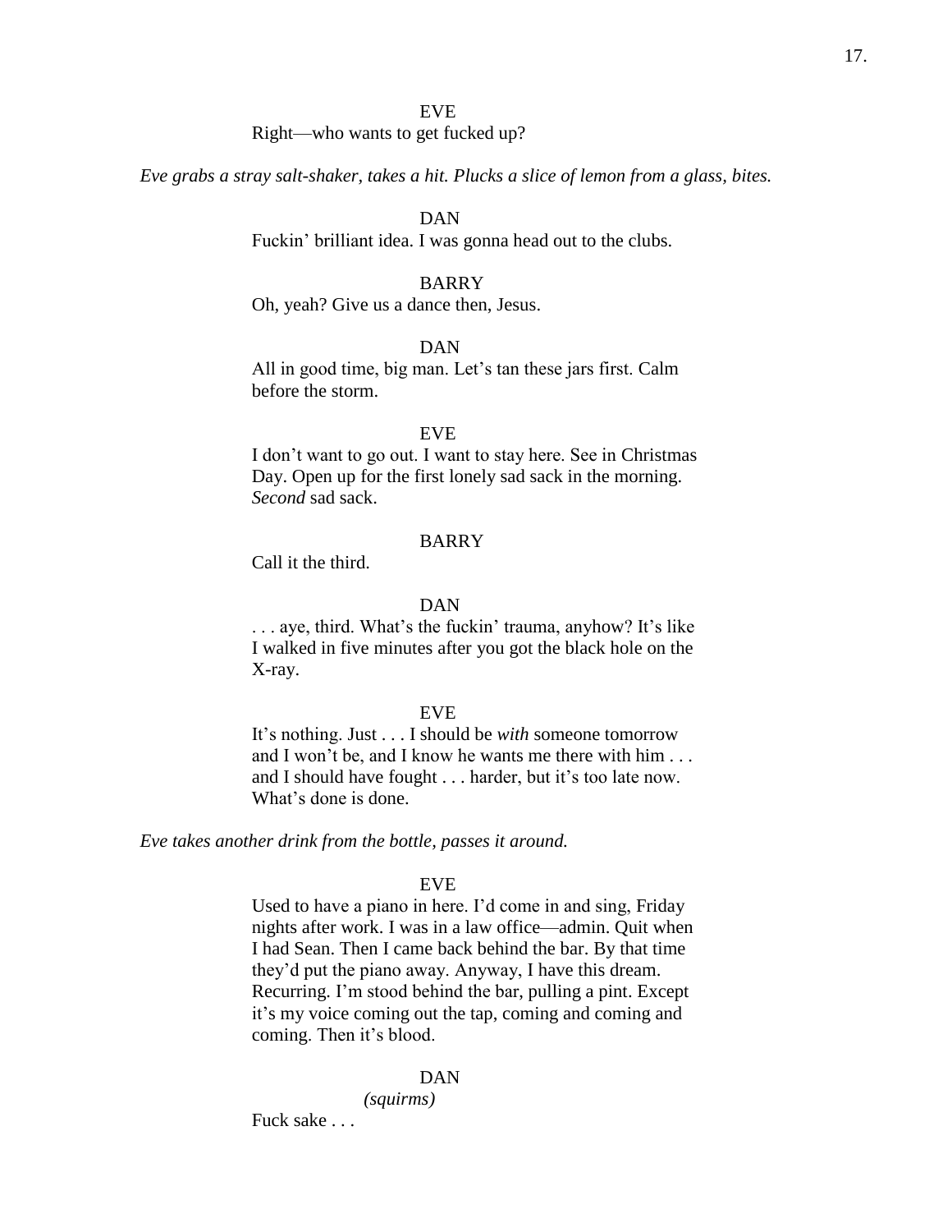EVE

Right—who wants to get fucked up?

*Eve grabs a stray salt-shaker, takes a hit. Plucks a slice of lemon from a glass, bites.*

DAN

Fuckin' brilliant idea. I was gonna head out to the clubs.

BARRY

Oh, yeah? Give us a dance then, Jesus.

DAN

All in good time, big man. Let's tan these jars first. Calm before the storm.

EVE

I don't want to go out. I want to stay here. See in Christmas Day. Open up for the first lonely sad sack in the morning. *Second* sad sack.

BARRY

Call it the third.

DAN

. . . aye, third. What's the fuckin' trauma, anyhow? It's like I walked in five minutes after you got the black hole on the X-ray.

EVE

It's nothing. Just . . . I should be *with* someone tomorrow and I won't be, and I know he wants me there with him . . . and I should have fought . . . harder, but it's too late now. What's done is done.

*Eve takes another drink from the bottle, passes it around.*

EVE

Used to have a piano in here. I'd come in and sing, Friday nights after work. I was in a law office—admin. Quit when I had Sean. Then I came back behind the bar. By that time they'd put the piano away. Anyway, I have this dream. Recurring. I'm stood behind the bar, pulling a pint. Except it's my voice coming out the tap, coming and coming and coming. Then it's blood.

DAN

*(squirms)*

Fuck sake . . .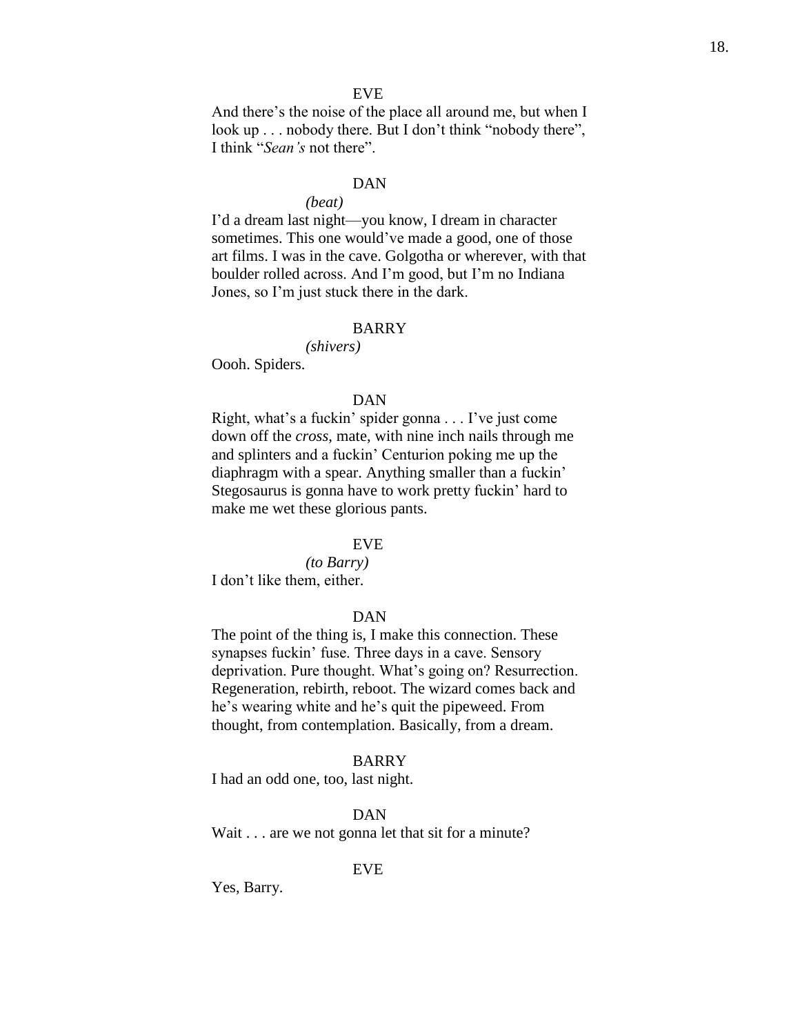EVE

And there's the noise of the place all around me, but when I look up . . . nobody there. But I don't think "nobody there", I think "*Sean's* not there".

DAN

*(beat)*

I'd a dream last night—you know, I dream in character sometimes. This one would've made a good, one of those art films. I was in the cave. Golgotha or wherever, with that boulder rolled across. And I'm good, but I'm no Indiana Jones, so I'm just stuck there in the dark.

BARRY

*(shivers)*

Oooh. Spiders.

DAN

Right, what's a fuckin' spider gonna . . . I've just come down off the *cross*, mate, with nine inch nails through me and splinters and a fuckin' Centurion poking me up the diaphragm with a spear. Anything smaller than a fuckin' Stegosaurus is gonna have to work pretty fuckin' hard to make me wet these glorious pants.

EVE

*(to Barry)*

I don't like them, either.

DAN

The point of the thing is, I make this connection. These synapses fuckin' fuse. Three days in a cave. Sensory deprivation. Pure thought. What's going on? Resurrection. Regeneration, rebirth, reboot. The wizard comes back and he's wearing white and he's quit the pipeweed. From thought, from contemplation. Basically, from a dream.

BARRY

I had an odd one, too, last night.

DAN

Wait . . . are we not gonna let that sit for a minute?

EVE

Yes, Barry.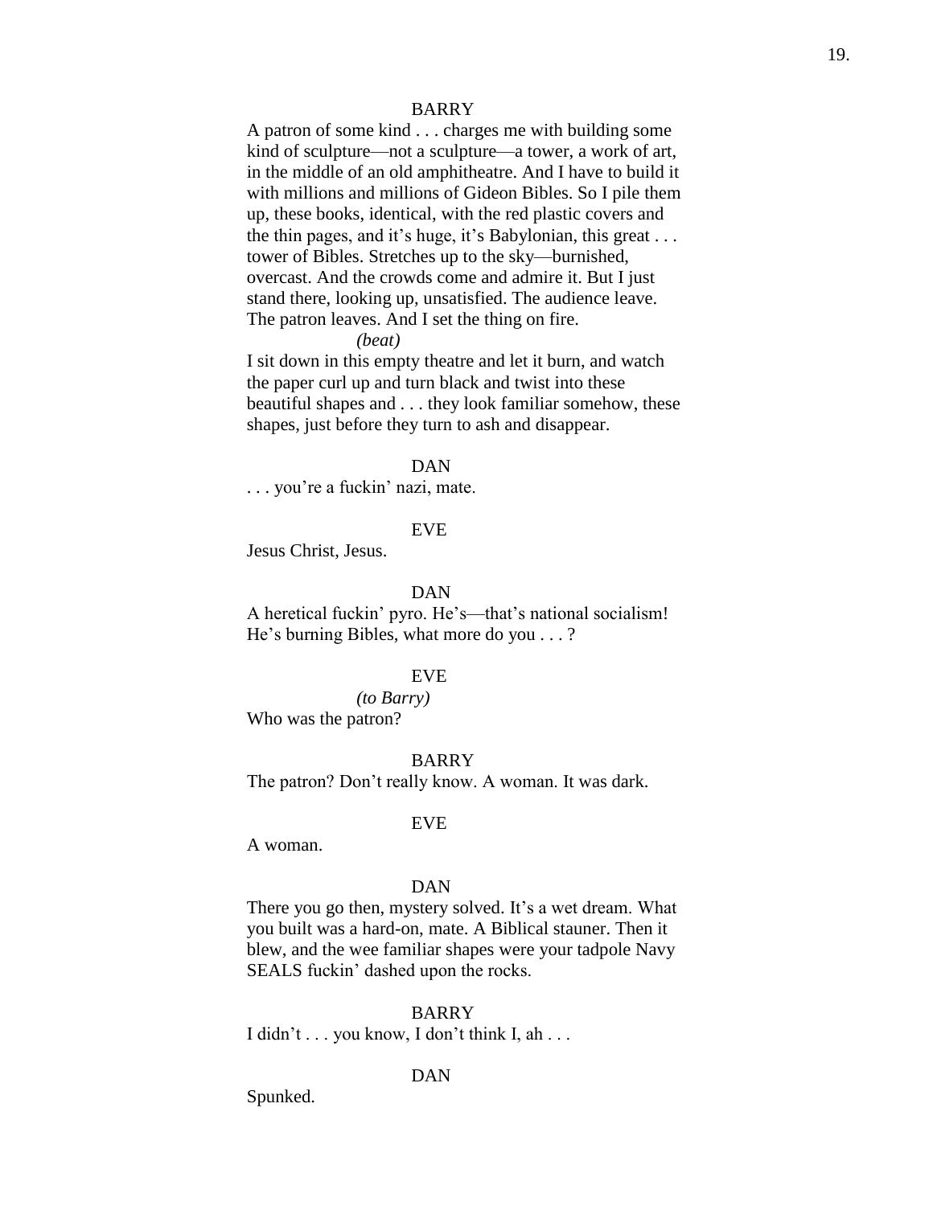BARRY

A patron of some kind . . . charges me with building some kind of sculpture—not a sculpture—a tower, a work of art, in the middle of an old amphitheatre. And I have to build it with millions and millions of Gideon Bibles. So I pile them up, these books, identical, with the red plastic covers and the thin pages, and it's huge, it's Babylonian, this great . . . tower of Bibles. Stretches up to the sky—burnished, overcast. And the crowds come and admire it. But I just stand there, looking up, unsatisfied. The audience leave. The patron leaves. And I set the thing on fire.

*(beat)*

I sit down in this empty theatre and let it burn, and watch the paper curl up and turn black and twist into these beautiful shapes and . . . they look familiar somehow, these shapes, just before they turn to ash and disappear.

DAN

. . . you're a fuckin' nazi, mate.

EVE

Jesus Christ, Jesus.

DAN

A heretical fuckin' pyro. He's—that's national socialism! He's burning Bibles, what more do you . . . ?

EVE

*(to Barry)*

Who was the patron?

BARRY

The patron? Don't really know. A woman. It was dark.

EVE

A woman.

DAN

There you go then, mystery solved. It's a wet dream. What you built was a hard-on, mate. A Biblical stauner. Then it blew, and the wee familiar shapes were your tadpole Navy SEALS fuckin' dashed upon the rocks.

BARRY

I didn't . . . you know, I don't think I, ah . . .

DAN

Spunked.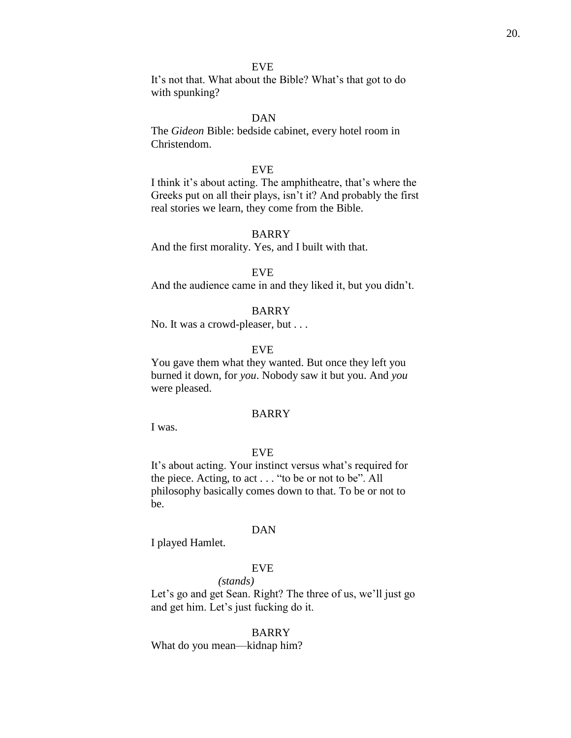EVE

It's not that. What about the Bible? What's that got to do with spunking?

DAN

The *Gideon* Bible: bedside cabinet, every hotel room in Christendom.

EVE

I think it's about acting. The amphitheatre, that's where the Greeks put on all their plays, isn't it? And probably the first real stories we learn, they come from the Bible.

BARRY

And the first morality. Yes, and I built with that.

EVE

And the audience came in and they liked it, but you didn't.

BARRY

No. It was a crowd-pleaser, but . . .

EVE

You gave them what they wanted. But once they left you burned it down, for *you*. Nobody saw it but you. And *you* were pleased.

BARRY

I was.

EVE

It's about acting. Your instinct versus what's required for the piece. Acting, to act . . . "to be or not to be". All philosophy basically comes down to that. To be or not to be.

DAN

I played Hamlet.

EVE

*(stands)*

Let's go and get Sean. Right? The three of us, we'll just go and get him. Let's just fucking do it.

BARRY

What do you mean—kidnap him?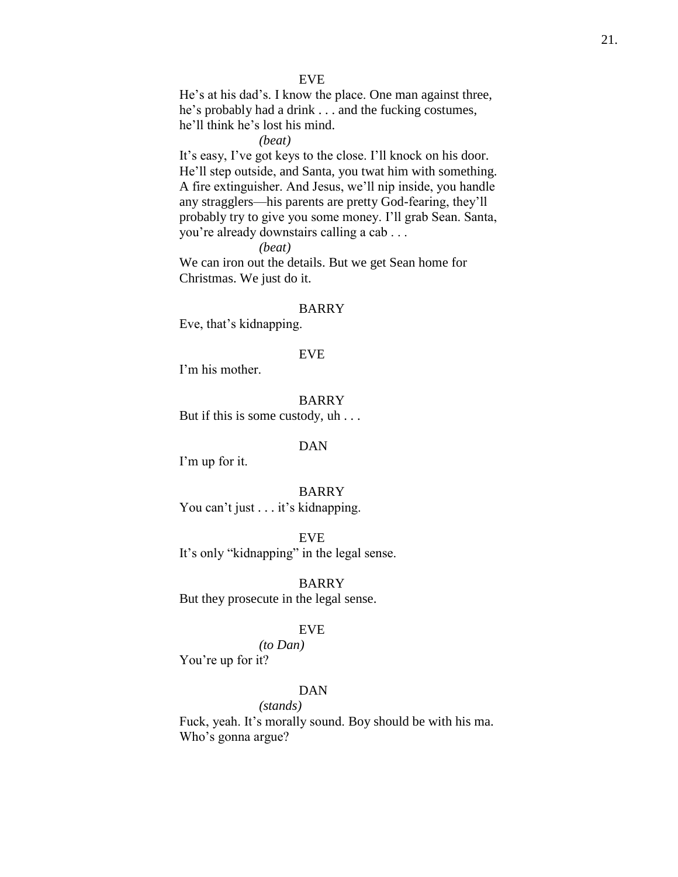EVE

He's at his dad's. I know the place. One man against three, he's probably had a drink . . . and the fucking costumes, he'll think he's lost his mind.

*(beat)*

It's easy, I've got keys to the close. I'll knock on his door. He'll step outside, and Santa, you twat him with something. A fire extinguisher. And Jesus, we'll nip inside, you handle any stragglers—his parents are pretty God-fearing, they'll probably try to give you some money. I'll grab Sean. Santa, you're already downstairs calling a cab . . .

*(beat)*

We can iron out the details. But we get Sean home for Christmas. We just do it.

BARRY

Eve, that's kidnapping.

EVE

I'm his mother.

BARRY

But if this is some custody, uh . . .

DAN

I'm up for it.

BARRY

You can't just . . . it's kidnapping.

EVE

It's only "kidnapping" in the legal sense.

BARRY

But they prosecute in the legal sense.

EVE

*(to Dan)*

You're up for it?

DAN

*(stands)*

Fuck, yeah. It's morally sound. Boy should be with his ma. Who's gonna argue?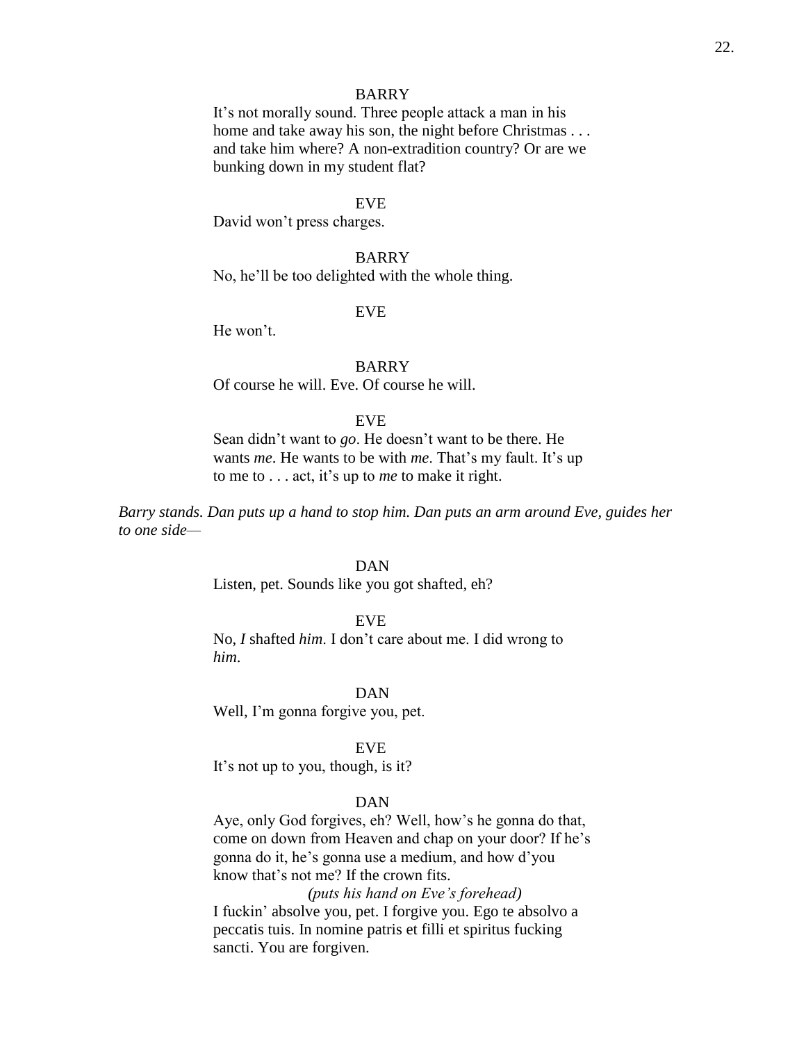BARRY

It's not morally sound. Three people attack a man in his home and take away his son, the night before Christmas . . . and take him where? A non-extradition country? Or are we bunking down in my student flat?

EVE

David won't press charges.

BARRY

No, he'll be too delighted with the whole thing.

EVE

He won't.

BARRY

Of course he will. Eve. Of course he will.

EVE

Sean didn't want to *go*. He doesn't want to be there. He wants *me*. He wants to be with *me*. That's my fault. It's up to me to . . . act, it's up to *me* to make it right.

*Barry stands. Dan puts up a hand to stop him. Dan puts an arm around Eve, guides her to one side—*

DAN

Listen, pet. Sounds like you got shafted, eh?

EVE

No, *I* shafted *him*. I don't care about me. I did wrong to *him*.

DAN

Well, I'm gonna forgive you, pet.

EVE

It's not up to you, though, is it?

DAN

Aye, only God forgives, eh? Well, how's he gonna do that, come on down from Heaven and chap on your door? If he's gonna do it, he's gonna use a medium, and how d'you know that's not me? If the crown fits.

*(puts his hand on Eve's forehead)*

I fuckin' absolve you, pet. I forgive you. Ego te absolvo a peccatis tuis. In nomine patris et filli et spiritus fucking sancti. You are forgiven.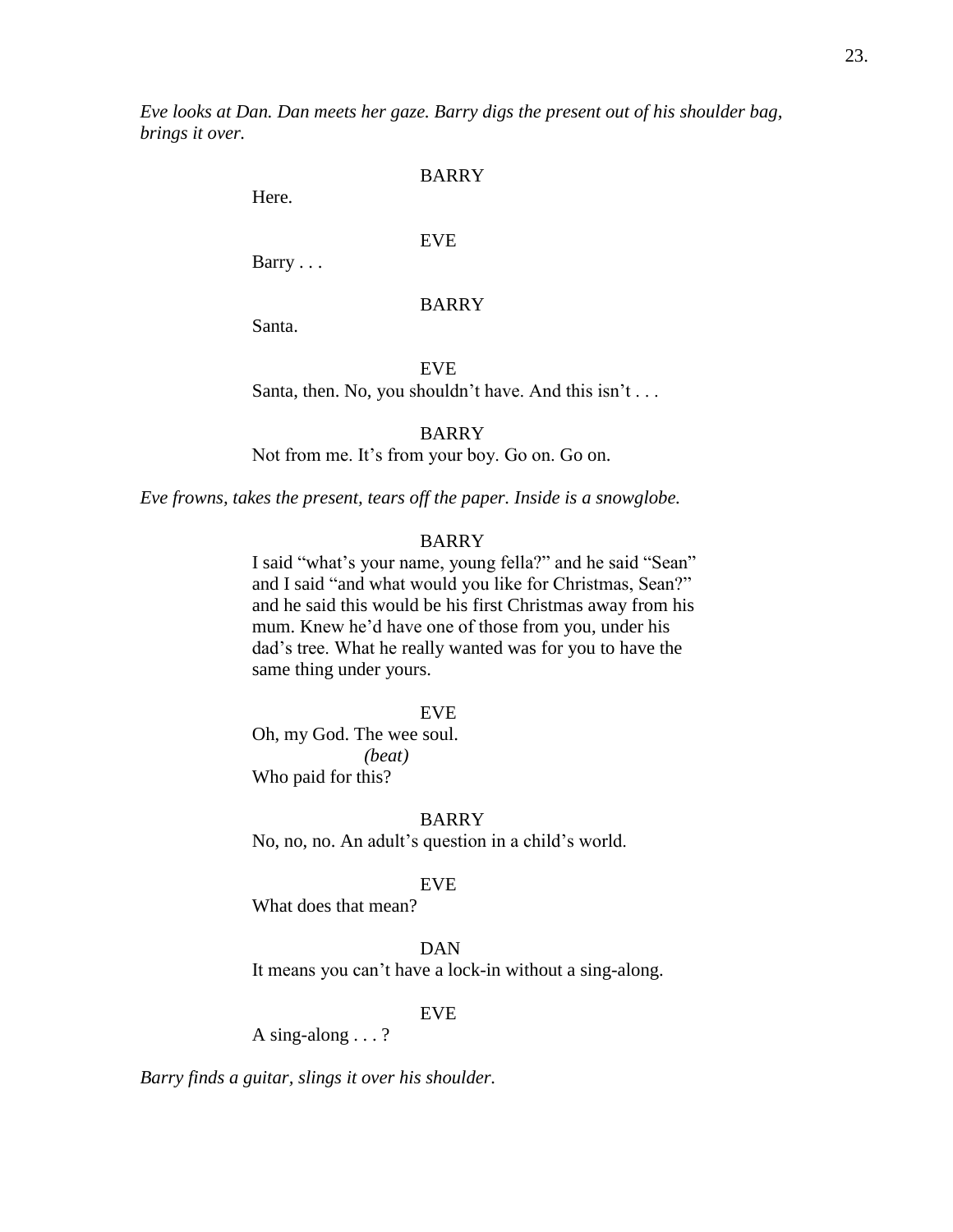*Eve looks at Dan. Dan meets her gaze. Barry digs the present out of his shoulder bag, brings it over.*

BARRY

Here.

EVE

Barry . . .

BARRY

Santa.

EVE

Santa, then. No, you shouldn't have. And this isn't . . .

BARRY

Not from me. It's from your boy. Go on. Go on.

*Eve frowns, takes the present, tears off the paper. Inside is a snowglobe.*

BARRY

I said "what's your name, young fella?" and he said "Sean" and I said "and what would you like for Christmas, Sean?" and he said this would be his first Christmas away from his mum. Knew he'd have one of those from you, under his dad's tree. What he really wanted was for you to have the same thing under yours.

EVE

Oh, my God. The wee soul.

*(beat)*

Who paid for this?

BARRY

No, no, no. An adult's question in a child's world.

EVE

What does that mean?

DAN

It means you can't have a lock-in without a sing-along.

EVE

A sing-along . . . ?

*Barry finds a guitar, slings it over his shoulder.*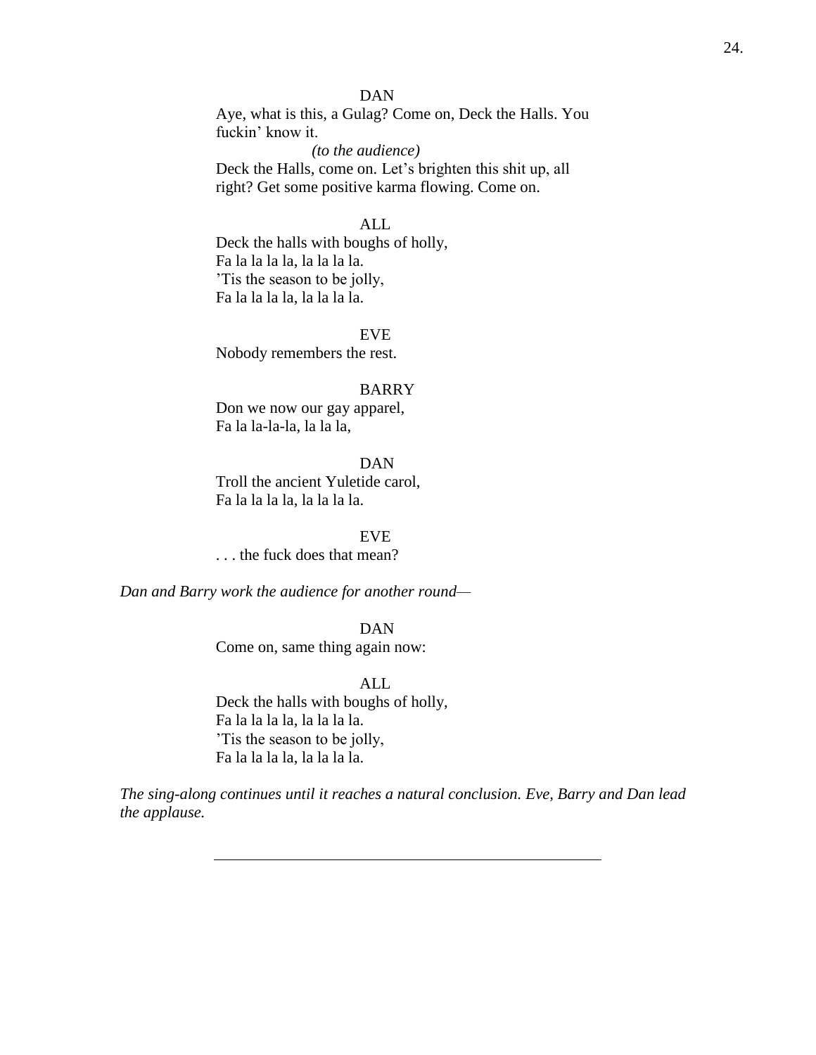DAN

Aye, what is this, a Gulag? Come on, Deck the Halls. You fuckin' know it.

*(to the audience)*

Deck the Halls, come on. Let's brighten this shit up, all right? Get some positive karma flowing. Come on.

ALL

Deck the halls with boughs of holly,
Fa la la la la, la la la la.
'Tis the season to be jolly,
Fa la la la la, la la la la.

EVE

Nobody remembers the rest.

BARRY

Don we now our gay apparel,
Fa la la-la-la, la la la,

DAN

Troll the ancient Yuletide carol,
Fa la la la la, la la la la.

EVE

. . . the fuck does that mean?

*Dan and Barry work the audience for another round—*

DAN

Come on, same thing again now:

ALL

Deck the halls with boughs of holly,
Fa la la la la, la la la la.
'Tis the season to be jolly,
Fa la la la la, la la la la.

*The sing-along continues until it reaches a natural conclusion. Eve, Barry and Dan lead the applause.*

---